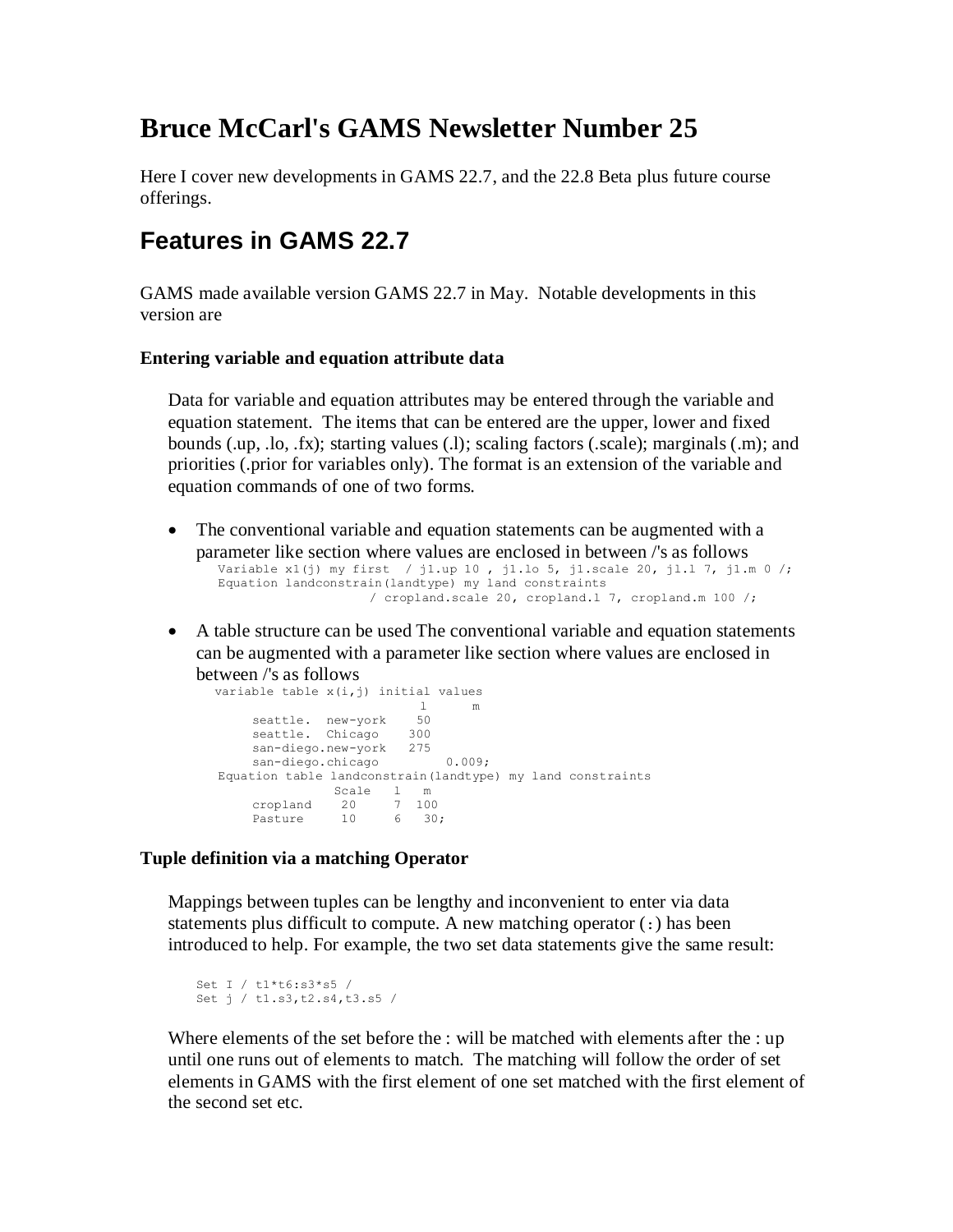# Bruce McCarl's GAMS Newsletter Number 25

Here I cover new developments in GAMS 22.7, and the 22.8 Beta plus future course offerings.

## Features in GAMS 22.7

GAMS made available version GAMS 22.7 in May. Notable developments in this version are

### Entering variable and equation attribute data

Data for variable and equation attributes may be entered through the variable and equation statement. The items that can be entered are the upper, lower and fixed bounds (.up, .lo, .fx); starting values (.l); scaling factors (.scale); marginals (.m); and priorities (.prior for variables only). The format is an extension of the variable and equation commands of one of two forms.

- The conventional variable and equation statements can be augmented with a parameter like section where values are enclosed in between /'s as follows

```
Variable x1(j) my first  / j1.up 10 , j1.lo 5, j1.scale 20, j1.l 7, j1.m 0 /;
Equation landconstrain(landtype) my land constraints
                    / cropland.scale 20, cropland.l 7, cropland.m 100 /;
```

- A table structure can be used The conventional variable and equation statements can be augmented with a parameter like section where values are enclosed in between /'s as follows

```
variable table x(i,j) initial values
                          l      m
     seattle.  new-york    50
     seattle.  Chicago    300
     san-diego.new-york   275
     san-diego.chicago         0.009;
 Equation table landconstrain(landtype) my land constraints
                Scale   l   m
     cropland    20     7  100
     Pasture     10     6   30;
```

### Tuple definition via a matching Operator

Mappings between tuples can be lengthy and inconvenient to enter via data statements plus difficult to compute. A new matching operator (:) has been introduced to help. For example, the two set data statements give the same result:

```
Set I / t1*t6:s3*s5 /
Set j / t1.s3,t2.s4,t3.s5 /
```

Where elements of the set before the : will be matched with elements after the : up until one runs out of elements to match. The matching will follow the order of set elements in GAMS with the first element of one set matched with the first element of the second set etc.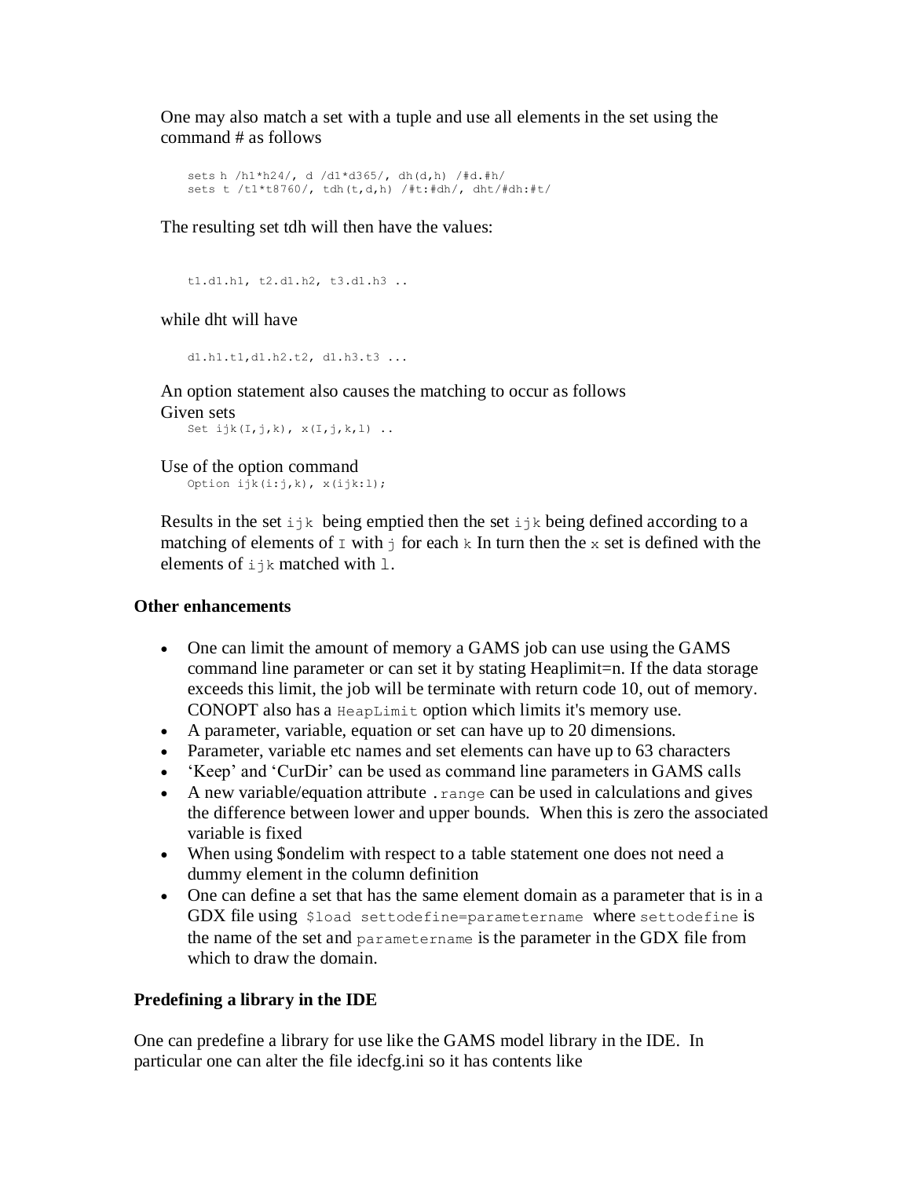One may also match a set with a tuple and use all elements in the set using the command # as follows

```
sets h /h1*h24/, d /d1*d365/, dh(d,h) /#d.#h/
sets t /t1*t8760/, tdh(t,d,h) /#t:#dh/, dht/#dh:#t/
```

The resulting set tdh will then have the values:

```
t1.d1.h1, t2.d1.h2, t3.d1.h3 ..
```

while dht will have

```
d1.h1.t1,d1.h2.t2, d1.h3.t3 ...
```

An option statement also causes the matching to occur as follows
Given sets

```
Set ijk(I,j,k), x(I,j,k,l) ..
```

Use of the option command

```
Option ijk(i:j,k), x(ijk:l);
```

Results in the set `ijk` being emptied then the set `ijk` being defined according to a matching of elements of `I` with `j` for each `k` In turn then the `x` set is defined with the elements of `ijk` matched with `l`.

### Other enhancements

- One can limit the amount of memory a GAMS job can use using the GAMS command line parameter or can set it by stating Heaplimit=n. If the data storage exceeds this limit, the job will be terminate with return code 10, out of memory. CONOPT also has a `HeapLimit` option which limits it's memory use.
- A parameter, variable, equation or set can have up to 20 dimensions.
- Parameter, variable etc names and set elements can have up to 63 characters
- 'Keep' and 'CurDir' can be used as command line parameters in GAMS calls
- A new variable/equation attribute `.range` can be used in calculations and gives the difference between lower and upper bounds. When this is zero the associated variable is fixed
- When using $ondelim with respect to a table statement one does not need a dummy element in the column definition
- One can define a set that has the same element domain as a parameter that is in a GDX file using `$load settodefine=parametername` where `settodefine` is the name of the set and `parametername` is the parameter in the GDX file from which to draw the domain.

### Predefining a library in the IDE

One can predefine a library for use like the GAMS model library in the IDE. In particular one can alter the file idecfg.ini so it has contents like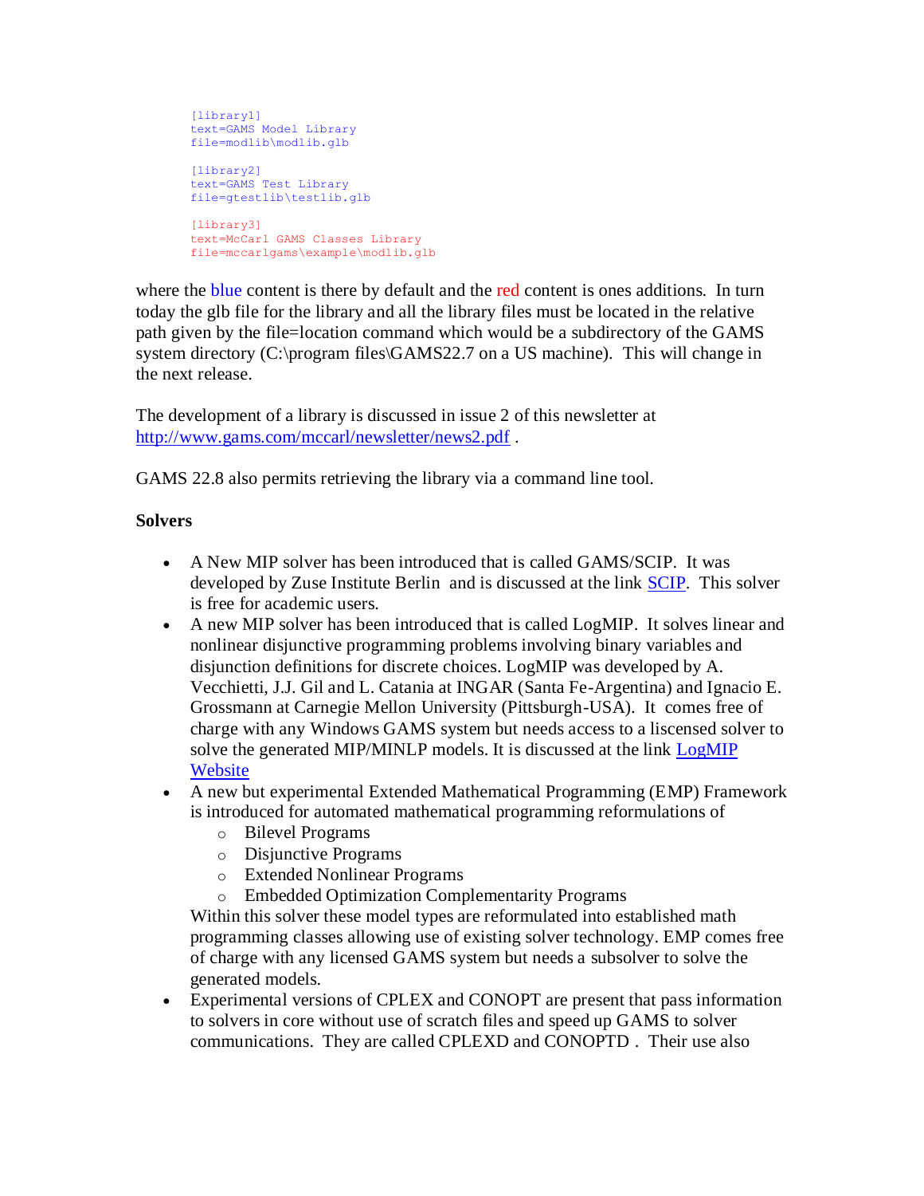```
[library1]
text=GAMS Model Library
file=modlib\modlib.glb

[library2]
text=GAMS Test Library
file=gtestlib\testlib.glb

[library3]
text=McCarl GAMS Classes Library
file=mccarlgams\example\modlib.glb
```

where the blue content is there by default and the red content is ones additions. In turn today the glb file for the library and all the library files must be located in the relative path given by the file=location command which would be a subdirectory of the GAMS system directory (C:\program files\GAMS22.7 on a US machine). This will change in the next release.

The development of a library is discussed in issue 2 of this newsletter at http://www.gams.com/mccarl/newsletter/news2.pdf .

GAMS 22.8 also permits retrieving the library via a command line tool.

**Solvers**

- A New MIP solver has been introduced that is called GAMS/SCIP. It was developed by Zuse Institute Berlin and is discussed at the link SCIP. This solver is free for academic users.
- A new MIP solver has been introduced that is called LogMIP. It solves linear and nonlinear disjunctive programming problems involving binary variables and disjunction definitions for discrete choices. LogMIP was developed by A. Vecchietti, J.J. Gil and L. Catania at INGAR (Santa Fe-Argentina) and Ignacio E. Grossmann at Carnegie Mellon University (Pittsburgh-USA). It comes free of charge with any Windows GAMS system but needs access to a liscensed solver to solve the generated MIP/MINLP models. It is discussed at the link LogMIP Website
- A new but experimental Extended Mathematical Programming (EMP) Framework is introduced for automated mathematical programming reformulations of
  - Bilevel Programs
  - Disjunctive Programs
  - Extended Nonlinear Programs
  - Embedded Optimization Complementarity Programs

  Within this solver these model types are reformulated into established math programming classes allowing use of existing solver technology. EMP comes free of charge with any licensed GAMS system but needs a subsolver to solve the generated models.
- Experimental versions of CPLEX and CONOPT are present that pass information to solvers in core without use of scratch files and speed up GAMS to solver communications. They are called CPLEXD and CONOPTD . Their use also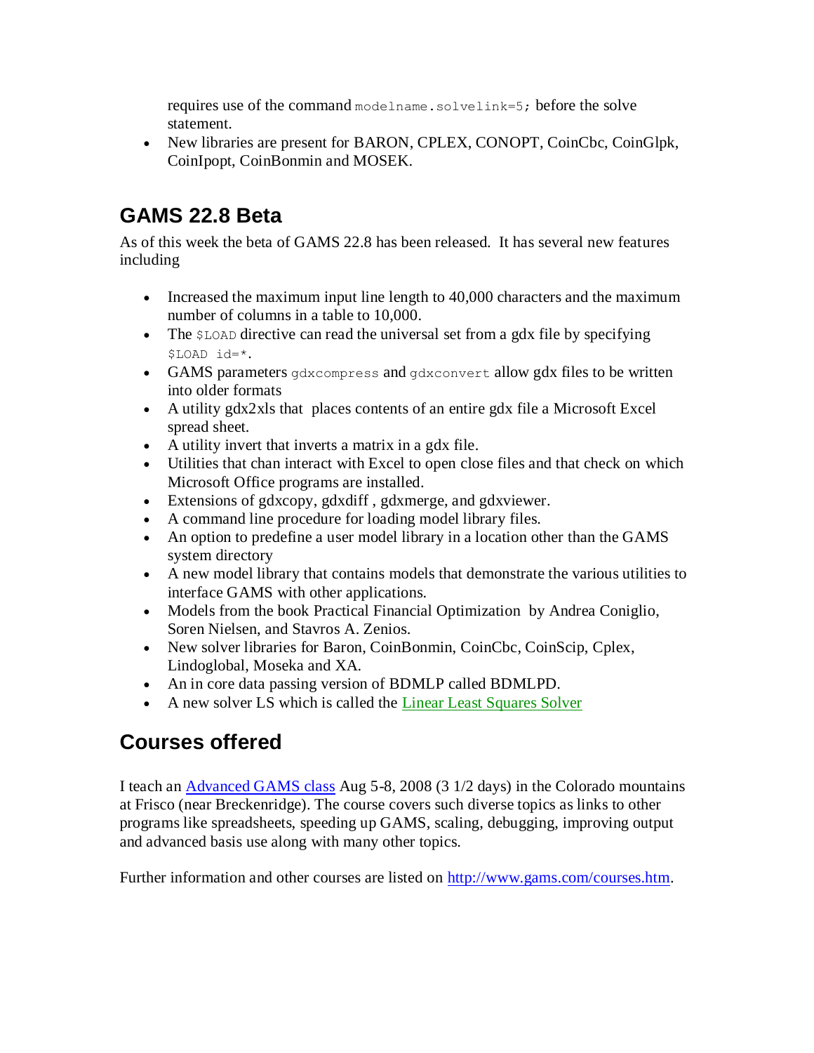requires use of the command `modelname.solvelink=5;` before the solve statement.

- New libraries are present for BARON, CPLEX, CONOPT, CoinCbc, CoinGlpk, CoinIpopt, CoinBonmin and MOSEK.

## GAMS 22.8 Beta

As of this week the beta of GAMS 22.8 has been released. It has several new features including

- Increased the maximum input line length to 40,000 characters and the maximum number of columns in a table to 10,000.
- The `$LOAD` directive can read the universal set from a gdx file by specifying `$LOAD id=*`.
- GAMS parameters `gdxcompress` and `gdxconvert` allow gdx files to be written into older formats
- A utility gdx2xls that places contents of an entire gdx file a Microsoft Excel spread sheet.
- A utility invert that inverts a matrix in a gdx file.
- Utilities that chan interact with Excel to open close files and that check on which Microsoft Office programs are installed.
- Extensions of gdxcopy, gdxdiff , gdxmerge, and gdxviewer.
- A command line procedure for loading model library files.
- An option to predefine a user model library in a location other than the GAMS system directory
- A new model library that contains models that demonstrate the various utilities to interface GAMS with other applications.
- Models from the book Practical Financial Optimization by Andrea Coniglio, Soren Nielsen, and Stavros A. Zenios.
- New solver libraries for Baron, CoinBonmin, CoinCbc, CoinScip, Cplex, Lindoglobal, Moseka and XA.
- An in core data passing version of BDMLP called BDMLPD.
- A new solver LS which is called the Linear Least Squares Solver

## Courses offered

I teach an Advanced GAMS class Aug 5-8, 2008 (3 1/2 days) in the Colorado mountains at Frisco (near Breckenridge). The course covers such diverse topics as links to other programs like spreadsheets, speeding up GAMS, scaling, debugging, improving output and advanced basis use along with many other topics.

Further information and other courses are listed on http://www.gams.com/courses.htm.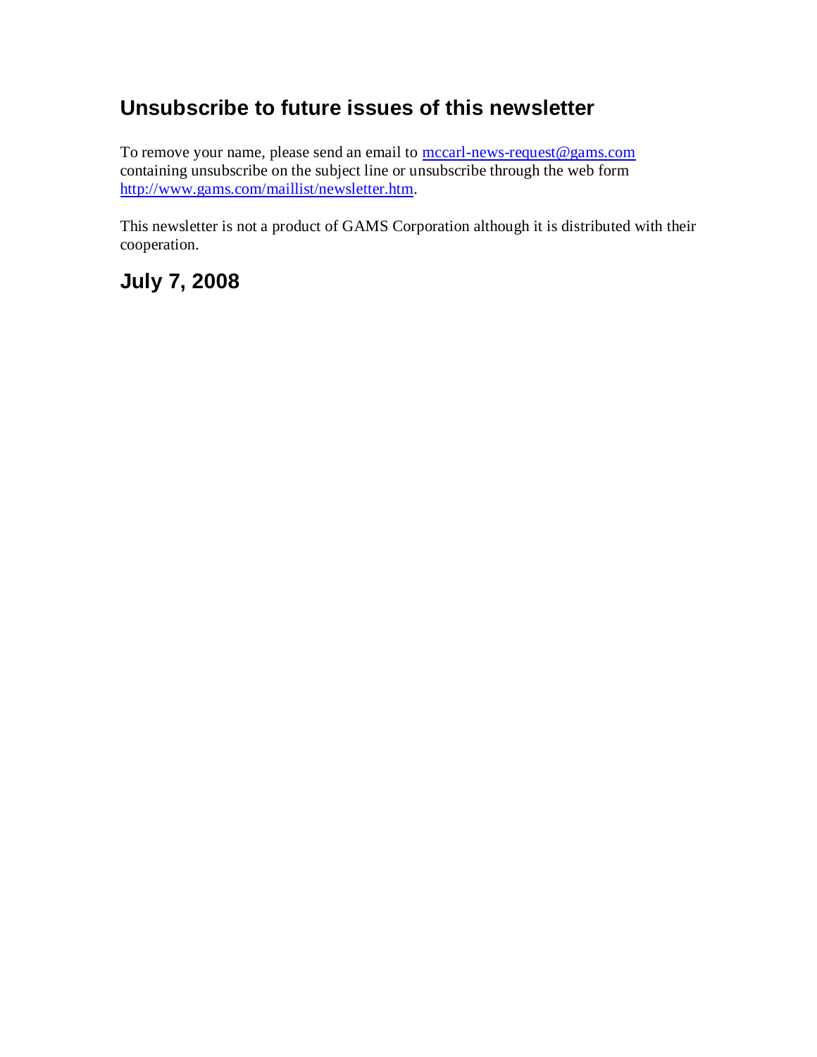## Unsubscribe to future issues of this newsletter

To remove your name, please send an email to mccarl-news-request@gams.com containing unsubscribe on the subject line or unsubscribe through the web form http://www.gams.com/maillist/newsletter.htm.

This newsletter is not a product of GAMS Corporation although it is distributed with their cooperation.

## July 7, 2008